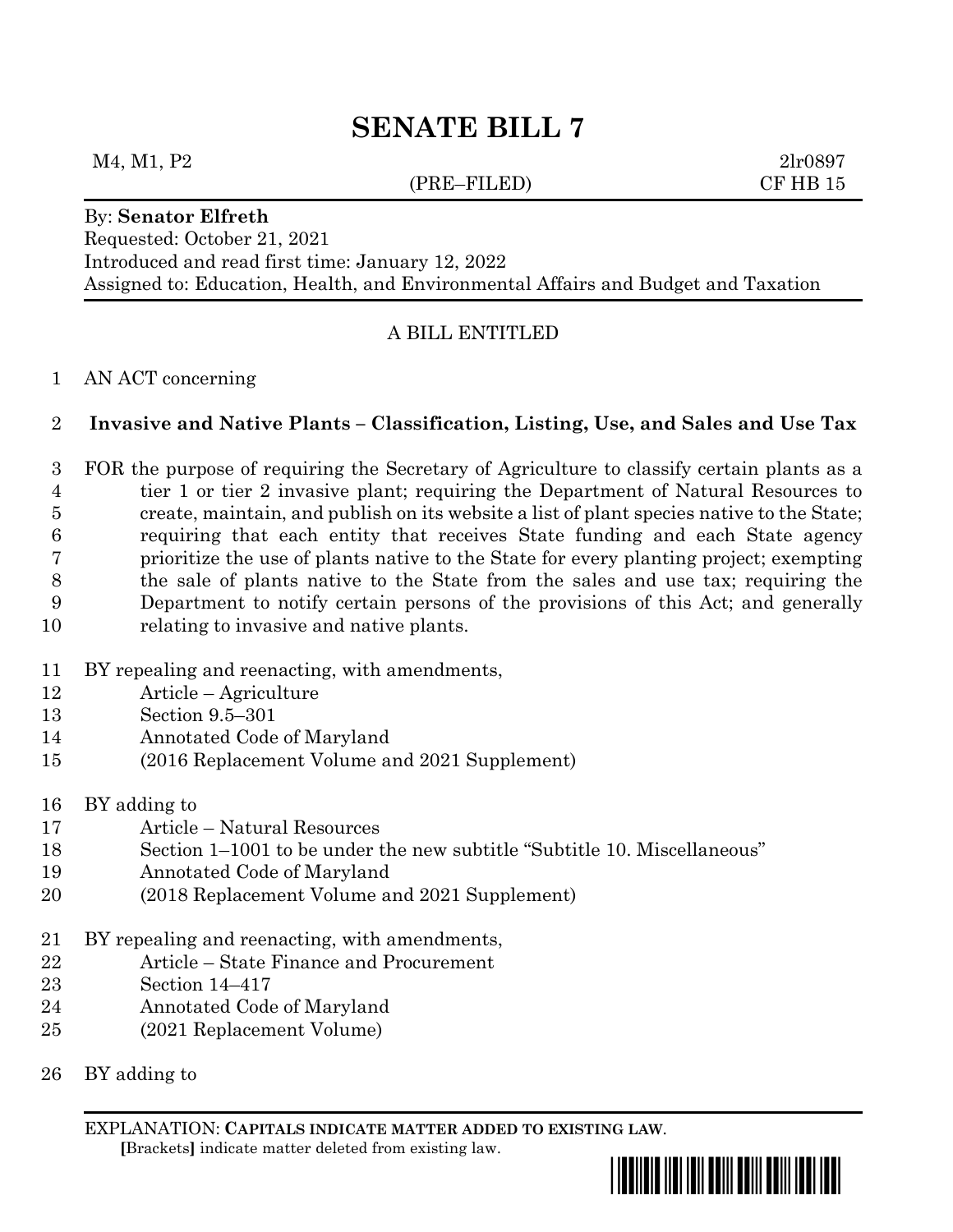# SENATE BILL 7

M4, M1, P2 2lr0897
(PRE–FILED) CF HB 15

By: **Senator Elfreth**
Requested: October 21, 2021
Introduced and read first time: January 12, 2022
Assigned to: Education, Health, and Environmental Affairs and Budget and Taxation

A BILL ENTITLED

1 AN ACT concerning

2 **Invasive and Native Plants – Classification, Listing, Use, and Sales and Use Tax**

3 FOR the purpose of requiring the Secretary of Agriculture to classify certain plants as a
4 tier 1 or tier 2 invasive plant; requiring the Department of Natural Resources to
5 create, maintain, and publish on its website a list of plant species native to the State;
6 requiring that each entity that receives State funding and each State agency
7 prioritize the use of plants native to the State for every planting project; exempting
8 the sale of plants native to the State from the sales and use tax; requiring the
9 Department to notify certain persons of the provisions of this Act; and generally
10 relating to invasive and native plants.

11 BY repealing and reenacting, with amendments,
12 Article – Agriculture
13 Section 9.5–301
14 Annotated Code of Maryland
15 (2016 Replacement Volume and 2021 Supplement)

16 BY adding to
17 Article – Natural Resources
18 Section 1–1001 to be under the new subtitle "Subtitle 10. Miscellaneous"
19 Annotated Code of Maryland
20 (2018 Replacement Volume and 2021 Supplement)

21 BY repealing and reenacting, with amendments,
22 Article – State Finance and Procurement
23 Section 14–417
24 Annotated Code of Maryland
25 (2021 Replacement Volume)

26 BY adding to

EXPLANATION: **CAPITALS INDICATE MATTER ADDED TO EXISTING LAW.**
**[**Brackets**]** indicate matter deleted from existing law.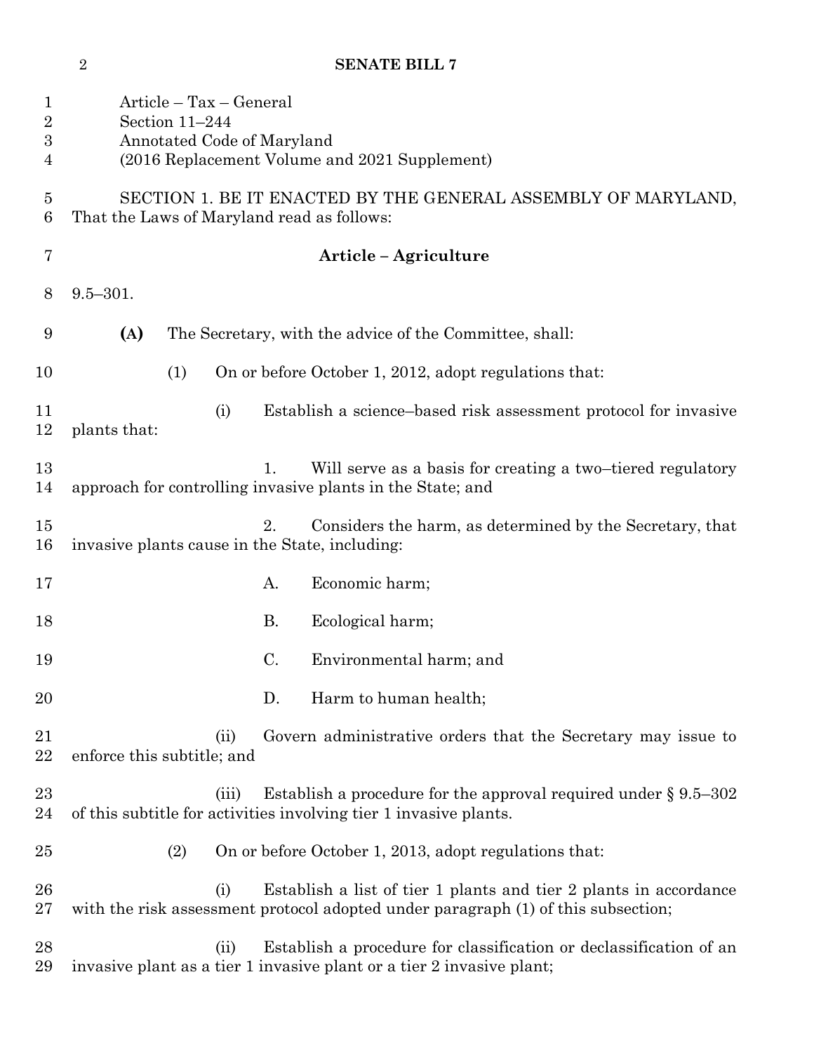Article – Tax – General
Section 11–244
Annotated Code of Maryland
(2016 Replacement Volume and 2021 Supplement)

SECTION 1. BE IT ENACTED BY THE GENERAL ASSEMBLY OF MARYLAND, That the Laws of Maryland read as follows:

## Article – Agriculture

9.5–301.

**(A)** The Secretary, with the advice of the Committee, shall:

(1) On or before October 1, 2012, adopt regulations that:

(i) Establish a science–based risk assessment protocol for invasive plants that:

1. Will serve as a basis for creating a two–tiered regulatory approach for controlling invasive plants in the State; and

2. Considers the harm, as determined by the Secretary, that invasive plants cause in the State, including:

A. Economic harm;

B. Ecological harm;

C. Environmental harm; and

D. Harm to human health;

(ii) Govern administrative orders that the Secretary may issue to enforce this subtitle; and

(iii) Establish a procedure for the approval required under § 9.5–302 of this subtitle for activities involving tier 1 invasive plants.

(2) On or before October 1, 2013, adopt regulations that:

(i) Establish a list of tier 1 plants and tier 2 plants in accordance with the risk assessment protocol adopted under paragraph (1) of this subsection;

(ii) Establish a procedure for classification or declassification of an invasive plant as a tier 1 invasive plant or a tier 2 invasive plant;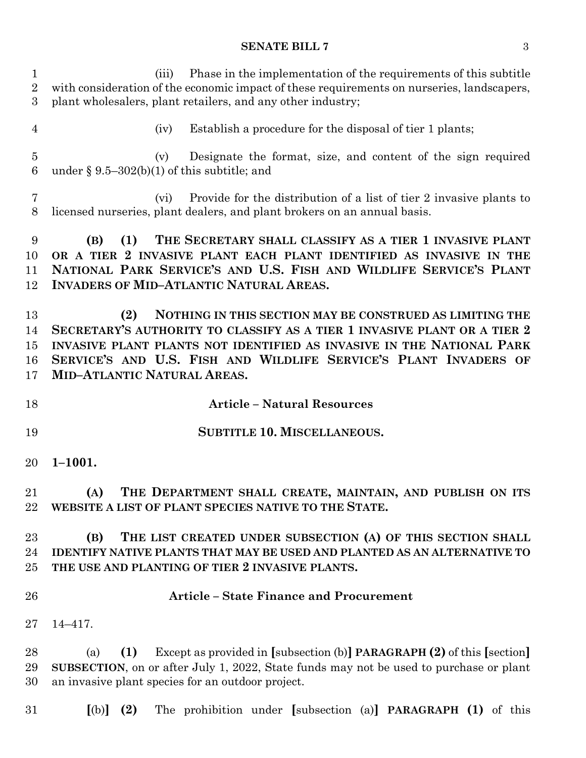(iii) Phase in the implementation of the requirements of this subtitle with consideration of the economic impact of these requirements on nurseries, landscapers, plant wholesalers, plant retailers, and any other industry;

(iv) Establish a procedure for the disposal of tier 1 plants;

(v) Designate the format, size, and content of the sign required under § 9.5–302(b)(1) of this subtitle; and

(vi) Provide for the distribution of a list of tier 2 invasive plants to licensed nurseries, plant dealers, and plant brokers on an annual basis.

**(B) (1) THE SECRETARY SHALL CLASSIFY AS A TIER 1 INVASIVE PLANT OR A TIER 2 INVASIVE PLANT EACH PLANT IDENTIFIED AS INVASIVE IN THE NATIONAL PARK SERVICE'S AND U.S. FISH AND WILDLIFE SERVICE'S PLANT INVADERS OF MID–ATLANTIC NATURAL AREAS.**

**(2) NOTHING IN THIS SECTION MAY BE CONSTRUED AS LIMITING THE SECRETARY'S AUTHORITY TO CLASSIFY AS A TIER 1 INVASIVE PLANT OR A TIER 2 INVASIVE PLANT PLANTS NOT IDENTIFIED AS INVASIVE IN THE NATIONAL PARK SERVICE'S AND U.S. FISH AND WILDLIFE SERVICE'S PLANT INVADERS OF MID–ATLANTIC NATURAL AREAS.**

**Article – Natural Resources**

**SUBTITLE 10. MISCELLANEOUS.**

**1–1001.**

**(A) THE DEPARTMENT SHALL CREATE, MAINTAIN, AND PUBLISH ON ITS WEBSITE A LIST OF PLANT SPECIES NATIVE TO THE STATE.**

**(B) THE LIST CREATED UNDER SUBSECTION (A) OF THIS SECTION SHALL IDENTIFY NATIVE PLANTS THAT MAY BE USED AND PLANTED AS AN ALTERNATIVE TO THE USE AND PLANTING OF TIER 2 INVASIVE PLANTS.**

**Article – State Finance and Procurement**

14–417.

(a) **(1)** Except as provided in **[**subsection (b)**]** **PARAGRAPH (2)** of this **[**section**]** **SUBSECTION**, on or after July 1, 2022, State funds may not be used to purchase or plant an invasive plant species for an outdoor project.

**[**(b)**]** **(2)** The prohibition under **[**subsection (a)**]** **PARAGRAPH (1)** of this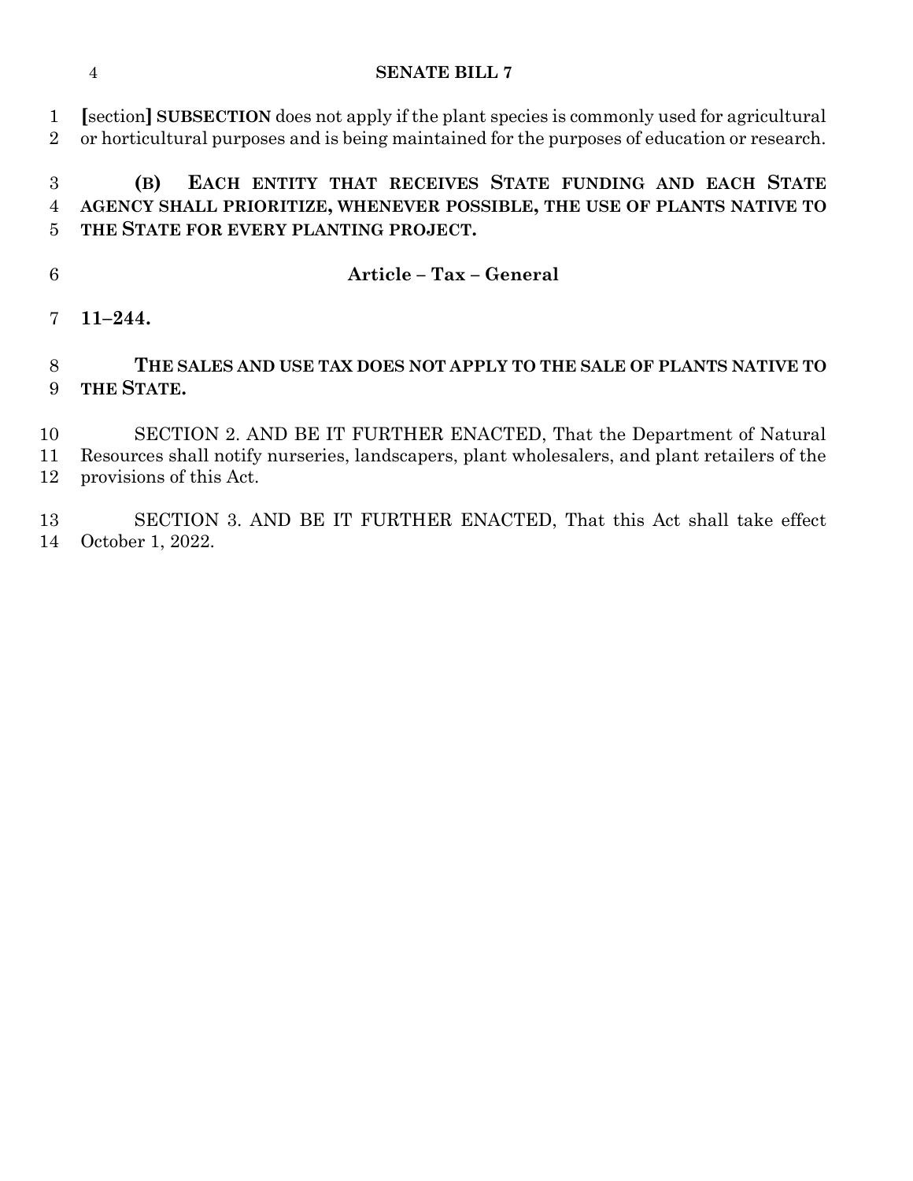**[**section**]** **SUBSECTION** does not apply if the plant species is commonly used for agricultural or horticultural purposes and is being maintained for the purposes of education or research.

**(B) EACH ENTITY THAT RECEIVES STATE FUNDING AND EACH STATE AGENCY SHALL PRIORITIZE, WHENEVER POSSIBLE, THE USE OF PLANTS NATIVE TO THE STATE FOR EVERY PLANTING PROJECT.**

**Article – Tax – General**

**11–244.**

**THE SALES AND USE TAX DOES NOT APPLY TO THE SALE OF PLANTS NATIVE TO THE STATE.**

SECTION 2. AND BE IT FURTHER ENACTED, That the Department of Natural Resources shall notify nurseries, landscapers, plant wholesalers, and plant retailers of the provisions of this Act.

SECTION 3. AND BE IT FURTHER ENACTED, That this Act shall take effect October 1, 2022.